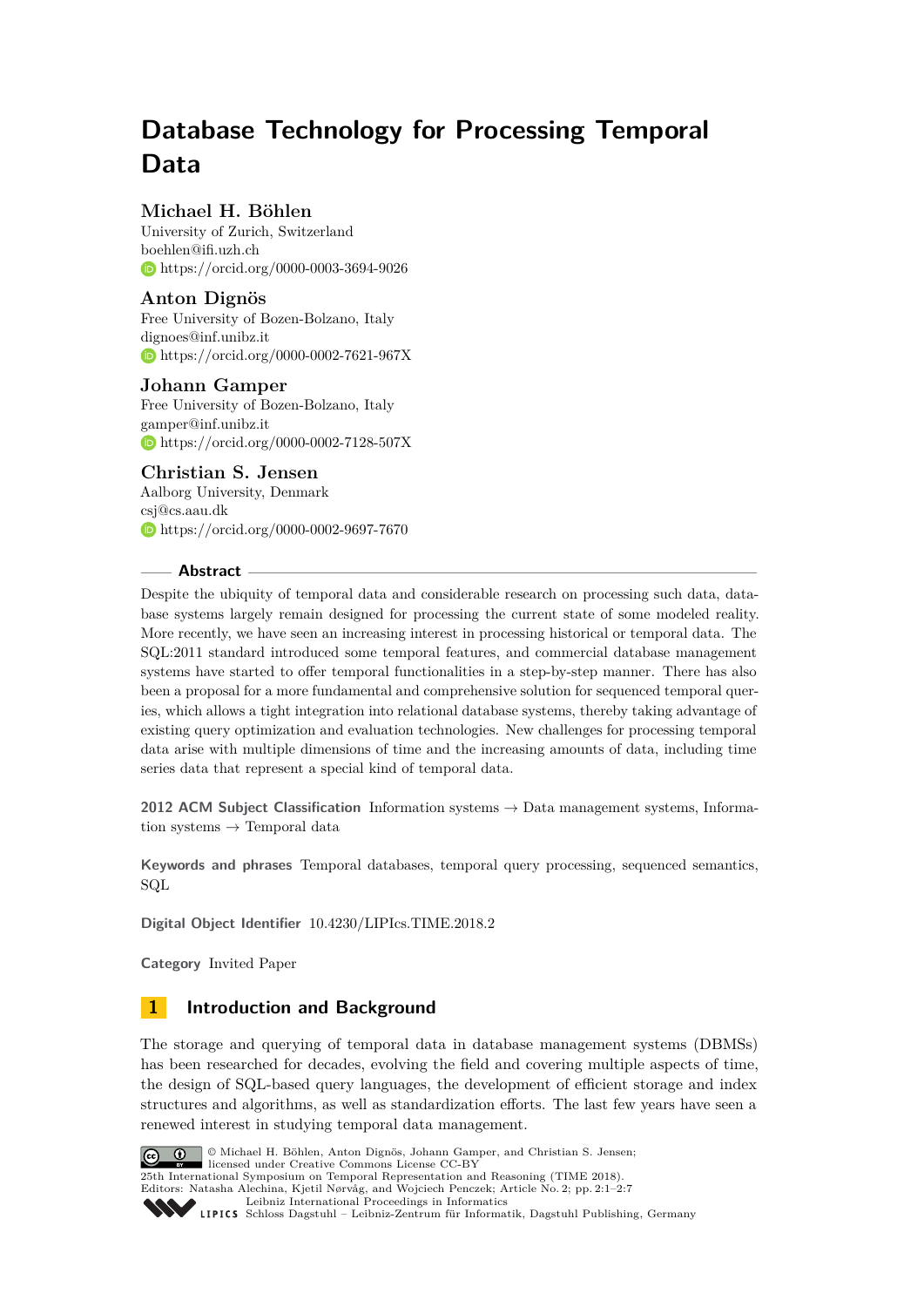# Database Technology for Processing Temporal Data

**Michael H. Böhlen**
University of Zurich, Switzerland
boehlen@ifi.uzh.ch
https://orcid.org/0000-0003-3694-9026

**Anton Dignös**
Free University of Bozen-Bolzano, Italy
dignoes@inf.unibz.it
https://orcid.org/0000-0002-7621-967X

**Johann Gamper**
Free University of Bozen-Bolzano, Italy
gamper@inf.unibz.it
https://orcid.org/0000-0002-7128-507X

**Christian S. Jensen**
Aalborg University, Denmark
csj@cs.aau.dk
https://orcid.org/0000-0002-9697-7670

## Abstract

Despite the ubiquity of temporal data and considerable research on processing such data, database systems largely remain designed for processing the current state of some modeled reality. More recently, we have seen an increasing interest in processing historical or temporal data. The SQL:2011 standard introduced some temporal features, and commercial database management systems have started to offer temporal functionalities in a step-by-step manner. There has also been a proposal for a more fundamental and comprehensive solution for sequenced temporal queries, which allows a tight integration into relational database systems, thereby taking advantage of existing query optimization and evaluation technologies. New challenges for processing temporal data arise with multiple dimensions of time and the increasing amounts of data, including time series data that represent a special kind of temporal data.

**2012 ACM Subject Classification** Information systems → Data management systems, Information systems → Temporal data

**Keywords and phrases** Temporal databases, temporal query processing, sequenced semantics, SQL

**Digital Object Identifier** 10.4230/LIPIcs.TIME.2018.2

**Category** Invited Paper

## 1 Introduction and Background

The storage and querying of temporal data in database management systems (DBMSs) has been researched for decades, evolving the field and covering multiple aspects of time, the design of SQL-based query languages, the development of efficient storage and index structures and algorithms, as well as standardization efforts. The last few years have seen a renewed interest in studying temporal data management.

© Michael H. Böhlen, Anton Dignös, Johann Gamper, and Christian S. Jensen;
licensed under Creative Commons License CC-BY
25th International Symposium on Temporal Representation and Reasoning (TIME 2018).
Editors: Natasha Alechina, Kjetil Nørvåg, and Wojciech Penczek; Article No. 2; pp. 2:1–2:7
Leibniz International Proceedings in Informatics
Schloss Dagstuhl – Leibniz-Zentrum für Informatik, Dagstuhl Publishing, Germany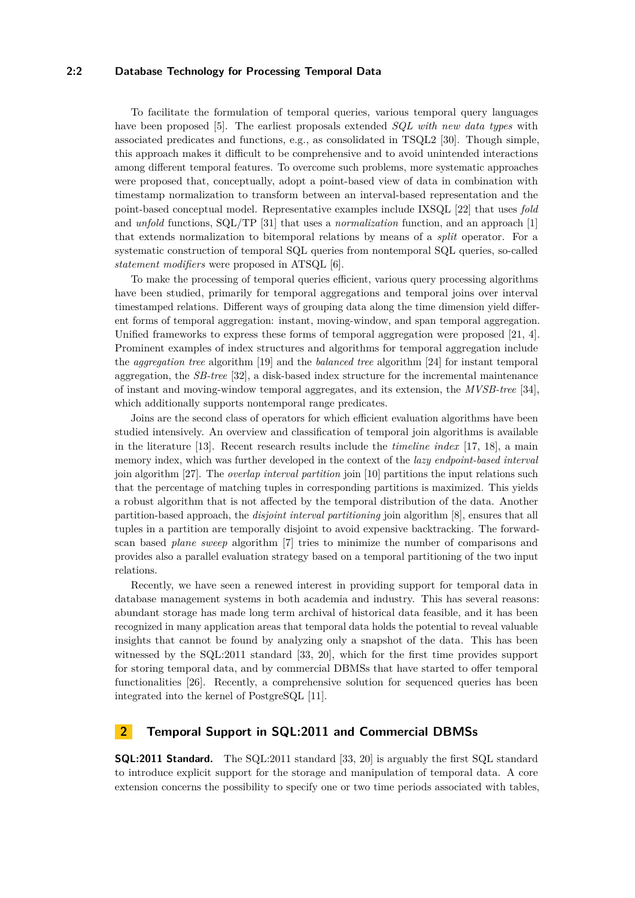To facilitate the formulation of temporal queries, various temporal query languages have been proposed [5]. The earliest proposals extended *SQL with new data types* with associated predicates and functions, e.g., as consolidated in TSQL2 [30]. Though simple, this approach makes it difficult to be comprehensive and to avoid unintended interactions among different temporal features. To overcome such problems, more systematic approaches were proposed that, conceptually, adopt a point-based view of data in combination with timestamp normalization to transform between an interval-based representation and the point-based conceptual model. Representative examples include IXSQL [22] that uses *fold* and *unfold* functions, SQL/TP [31] that uses a *normalization* function, and an approach [1] that extends normalization to bitemporal relations by means of a *split* operator. For a systematic construction of temporal SQL queries from nontemporal SQL queries, so-called *statement modifiers* were proposed in ATSQL [6].

To make the processing of temporal queries efficient, various query processing algorithms have been studied, primarily for temporal aggregations and temporal joins over interval timestamped relations. Different ways of grouping data along the time dimension yield different forms of temporal aggregation: instant, moving-window, and span temporal aggregation. Unified frameworks to express these forms of temporal aggregation were proposed [21, 4]. Prominent examples of index structures and algorithms for temporal aggregation include the *aggregation tree* algorithm [19] and the *balanced tree* algorithm [24] for instant temporal aggregation, the *SB-tree* [32], a disk-based index structure for the incremental maintenance of instant and moving-window temporal aggregates, and its extension, the *MVSB-tree* [34], which additionally supports nontemporal range predicates.

Joins are the second class of operators for which efficient evaluation algorithms have been studied intensively. An overview and classification of temporal join algorithms is available in the literature [13]. Recent research results include the *timeline index* [17, 18], a main memory index, which was further developed in the context of the *lazy endpoint-based interval* join algorithm [27]. The *overlap interval partition* join [10] partitions the input relations such that the percentage of matching tuples in corresponding partitions is maximized. This yields a robust algorithm that is not affected by the temporal distribution of the data. Another partition-based approach, the *disjoint interval partitioning* join algorithm [8], ensures that all tuples in a partition are temporally disjoint to avoid expensive backtracking. The forward-scan based *plane sweep* algorithm [7] tries to minimize the number of comparisons and provides also a parallel evaluation strategy based on a temporal partitioning of the two input relations.

Recently, we have seen a renewed interest in providing support for temporal data in database management systems in both academia and industry. This has several reasons: abundant storage has made long term archival of historical data feasible, and it has been recognized in many application areas that temporal data holds the potential to reveal valuable insights that cannot be found by analyzing only a snapshot of the data. This has been witnessed by the SQL:2011 standard [33, 20], which for the first time provides support for storing temporal data, and by commercial DBMSs that have started to offer temporal functionalities [26]. Recently, a comprehensive solution for sequenced queries has been integrated into the kernel of PostgreSQL [11].

## 2 Temporal Support in SQL:2011 and Commercial DBMSs

**SQL:2011 Standard.** The SQL:2011 standard [33, 20] is arguably the first SQL standard to introduce explicit support for the storage and manipulation of temporal data. A core extension concerns the possibility to specify one or two time periods associated with tables,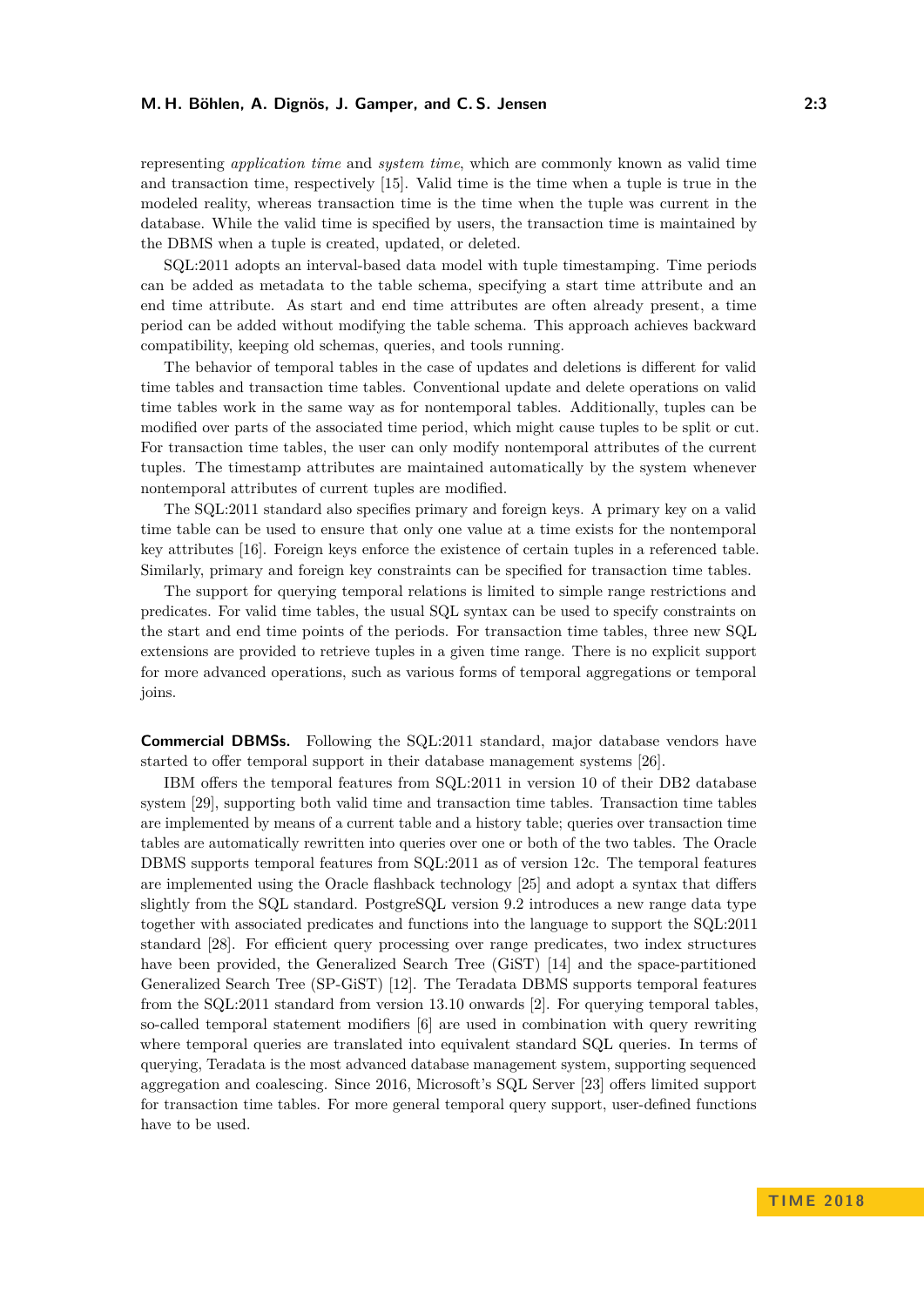representing *application time* and *system time*, which are commonly known as valid time and transaction time, respectively [15]. Valid time is the time when a tuple is true in the modeled reality, whereas transaction time is the time when the tuple was current in the database. While the valid time is specified by users, the transaction time is maintained by the DBMS when a tuple is created, updated, or deleted.

SQL:2011 adopts an interval-based data model with tuple timestamping. Time periods can be added as metadata to the table schema, specifying a start time attribute and an end time attribute. As start and end time attributes are often already present, a time period can be added without modifying the table schema. This approach achieves backward compatibility, keeping old schemas, queries, and tools running.

The behavior of temporal tables in the case of updates and deletions is different for valid time tables and transaction time tables. Conventional update and delete operations on valid time tables work in the same way as for nontemporal tables. Additionally, tuples can be modified over parts of the associated time period, which might cause tuples to be split or cut. For transaction time tables, the user can only modify nontemporal attributes of the current tuples. The timestamp attributes are maintained automatically by the system whenever nontemporal attributes of current tuples are modified.

The SQL:2011 standard also specifies primary and foreign keys. A primary key on a valid time table can be used to ensure that only one value at a time exists for the nontemporal key attributes [16]. Foreign keys enforce the existence of certain tuples in a referenced table. Similarly, primary and foreign key constraints can be specified for transaction time tables.

The support for querying temporal relations is limited to simple range restrictions and predicates. For valid time tables, the usual SQL syntax can be used to specify constraints on the start and end time points of the periods. For transaction time tables, three new SQL extensions are provided to retrieve tuples in a given time range. There is no explicit support for more advanced operations, such as various forms of temporal aggregations or temporal joins.

**Commercial DBMSs.** Following the SQL:2011 standard, major database vendors have started to offer temporal support in their database management systems [26].

IBM offers the temporal features from SQL:2011 in version 10 of their DB2 database system [29], supporting both valid time and transaction time tables. Transaction time tables are implemented by means of a current table and a history table; queries over transaction time tables are automatically rewritten into queries over one or both of the two tables. The Oracle DBMS supports temporal features from SQL:2011 as of version 12c. The temporal features are implemented using the Oracle flashback technology [25] and adopt a syntax that differs slightly from the SQL standard. PostgreSQL version 9.2 introduces a new range data type together with associated predicates and functions into the language to support the SQL:2011 standard [28]. For efficient query processing over range predicates, two index structures have been provided, the Generalized Search Tree (GiST) [14] and the space-partitioned Generalized Search Tree (SP-GiST) [12]. The Teradata DBMS supports temporal features from the SQL:2011 standard from version 13.10 onwards [2]. For querying temporal tables, so-called temporal statement modifiers [6] are used in combination with query rewriting where temporal queries are translated into equivalent standard SQL queries. In terms of querying, Teradata is the most advanced database management system, supporting sequenced aggregation and coalescing. Since 2016, Microsoft's SQL Server [23] offers limited support for transaction time tables. For more general temporal query support, user-defined functions have to be used.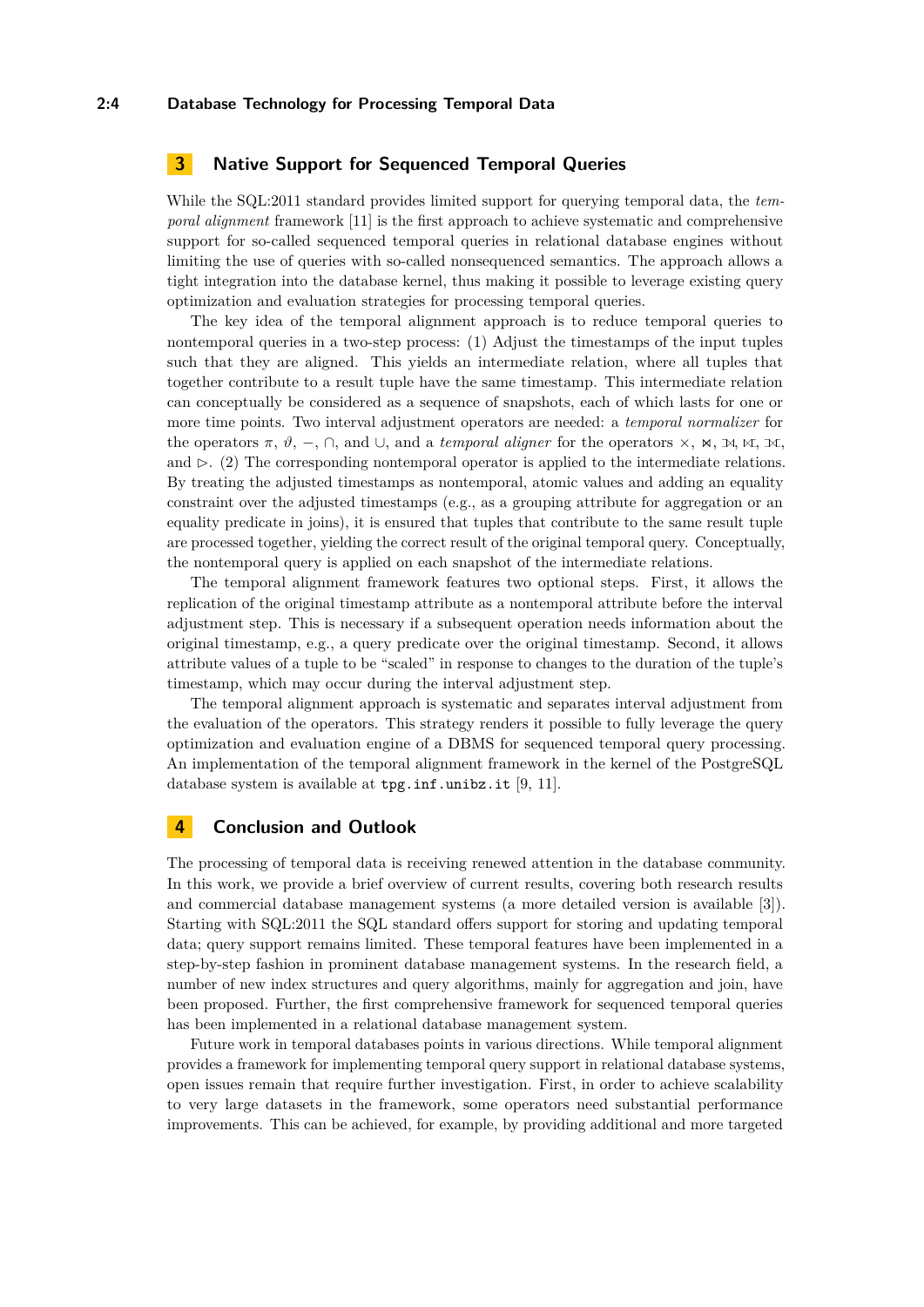## 3 Native Support for Sequenced Temporal Queries

While the SQL:2011 standard provides limited support for querying temporal data, the *temporal alignment* framework [11] is the first approach to achieve systematic and comprehensive support for so-called sequenced temporal queries in relational database engines without limiting the use of queries with so-called nonsequenced semantics. The approach allows a tight integration into the database kernel, thus making it possible to leverage existing query optimization and evaluation strategies for processing temporal queries.

The key idea of the temporal alignment approach is to reduce temporal queries to nontemporal queries in a two-step process: (1) Adjust the timestamps of the input tuples such that they are aligned. This yields an intermediate relation, where all tuples that together contribute to a result tuple have the same timestamp. This intermediate relation can conceptually be considered as a sequence of snapshots, each of which lasts for one or more time points. Two interval adjustment operators are needed: a *temporal normalizer* for the operators $\pi$, $\vartheta$, $-$, $\cap$, and $\cup$, and a *temporal aligner* for the operators $\times$, $\bowtie$, $⟕$, $⟖$, $⟗$, and $\triangleright$. (2) The corresponding nontemporal operator is applied to the intermediate relations. By treating the adjusted timestamps as nontemporal, atomic values and adding an equality constraint over the adjusted timestamps (e.g., as a grouping attribute for aggregation or an equality predicate in joins), it is ensured that tuples that contribute to the same result tuple are processed together, yielding the correct result of the original temporal query. Conceptually, the nontemporal query is applied on each snapshot of the intermediate relations.

The temporal alignment framework features two optional steps. First, it allows the replication of the original timestamp attribute as a nontemporal attribute before the interval adjustment step. This is necessary if a subsequent operation needs information about the original timestamp, e.g., a query predicate over the original timestamp. Second, it allows attribute values of a tuple to be "scaled" in response to changes to the duration of the tuple's timestamp, which may occur during the interval adjustment step.

The temporal alignment approach is systematic and separates interval adjustment from the evaluation of the operators. This strategy renders it possible to fully leverage the query optimization and evaluation engine of a DBMS for sequenced temporal query processing. An implementation of the temporal alignment framework in the kernel of the PostgreSQL database system is available at `tpg.inf.unibz.it` [9, 11].

## 4 Conclusion and Outlook

The processing of temporal data is receiving renewed attention in the database community. In this work, we provide a brief overview of current results, covering both research results and commercial database management systems (a more detailed version is available [3]). Starting with SQL:2011 the SQL standard offers support for storing and updating temporal data; query support remains limited. These temporal features have been implemented in a step-by-step fashion in prominent database management systems. In the research field, a number of new index structures and query algorithms, mainly for aggregation and join, have been proposed. Further, the first comprehensive framework for sequenced temporal queries has been implemented in a relational database management system.

Future work in temporal databases points in various directions. While temporal alignment provides a framework for implementing temporal query support in relational database systems, open issues remain that require further investigation. First, in order to achieve scalability to very large datasets in the framework, some operators need substantial performance improvements. This can be achieved, for example, by providing additional and more targeted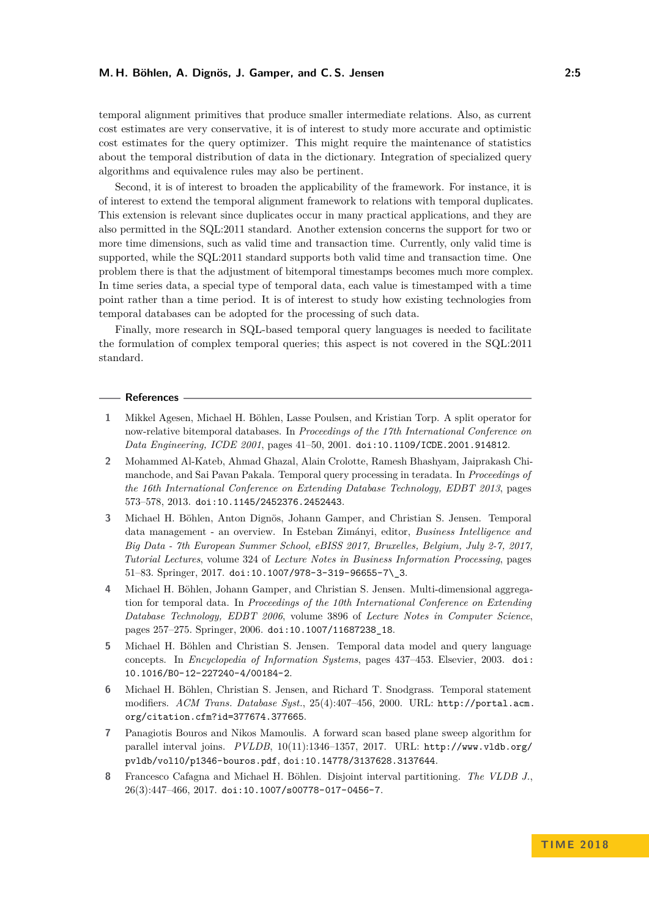temporal alignment primitives that produce smaller intermediate relations. Also, as current cost estimates are very conservative, it is of interest to study more accurate and optimistic cost estimates for the query optimizer. This might require the maintenance of statistics about the temporal distribution of data in the dictionary. Integration of specialized query algorithms and equivalence rules may also be pertinent.

Second, it is of interest to broaden the applicability of the framework. For instance, it is of interest to extend the temporal alignment framework to relations with temporal duplicates. This extension is relevant since duplicates occur in many practical applications, and they are also permitted in the SQL:2011 standard. Another extension concerns the support for two or more time dimensions, such as valid time and transaction time. Currently, only valid time is supported, while the SQL:2011 standard supports both valid time and transaction time. One problem there is that the adjustment of bitemporal timestamps becomes much more complex. In time series data, a special type of temporal data, each value is timestamped with a time point rather than a time period. It is of interest to study how existing technologies from temporal databases can be adopted for the processing of such data.

Finally, more research in SQL-based temporal query languages is needed to facilitate the formulation of complex temporal queries; this aspect is not covered in the SQL:2011 standard.

## References

1. Mikkel Agesen, Michael H. Böhlen, Lasse Poulsen, and Kristian Torp. A split operator for now-relative bitemporal databases. In *Proceedings of the 17th International Conference on Data Engineering, ICDE 2001*, pages 41–50, 2001. `doi:10.1109/ICDE.2001.914812`.
2. Mohammed Al-Kateb, Ahmad Ghazal, Alain Crolotte, Ramesh Bhashyam, Jaiprakash Chimanchode, and Sai Pavan Pakala. Temporal query processing in teradata. In *Proceedings of the 16th International Conference on Extending Database Technology, EDBT 2013*, pages 573–578, 2013. `doi:10.1145/2452376.2452443`.
3. Michael H. Böhlen, Anton Dignös, Johann Gamper, and Christian S. Jensen. Temporal data management - an overview. In Esteban Zimányi, editor, *Business Intelligence and Big Data - 7th European Summer School, eBISS 2017, Bruxelles, Belgium, July 2-7, 2017, Tutorial Lectures*, volume 324 of *Lecture Notes in Business Information Processing*, pages 51–83. Springer, 2017. `doi:10.1007/978-3-319-96655-7\_3`.
4. Michael H. Böhlen, Johann Gamper, and Christian S. Jensen. Multi-dimensional aggregation for temporal data. In *Proceedings of the 10th International Conference on Extending Database Technology, EDBT 2006*, volume 3896 of *Lecture Notes in Computer Science*, pages 257–275. Springer, 2006. `doi:10.1007/11687238_18`.
5. Michael H. Böhlen and Christian S. Jensen. Temporal data model and query language concepts. In *Encyclopedia of Information Systems*, pages 437–453. Elsevier, 2003. `doi:10.1016/B0-12-227240-4/00184-2`.
6. Michael H. Böhlen, Christian S. Jensen, and Richard T. Snodgrass. Temporal statement modifiers. *ACM Trans. Database Syst.*, 25(4):407–456, 2000. URL: `http://portal.acm.org/citation.cfm?id=377674.377665`.
7. Panagiotis Bouros and Nikos Mamoulis. A forward scan based plane sweep algorithm for parallel interval joins. *PVLDB*, 10(11):1346–1357, 2017. URL: `http://www.vldb.org/pvldb/vol10/p1346-bouros.pdf`, `doi:10.14778/3137628.3137644`.
8. Francesco Cafagna and Michael H. Böhlen. Disjoint interval partitioning. *The VLDB J.*, 26(3):447–466, 2017. `doi:10.1007/s00778-017-0456-7`.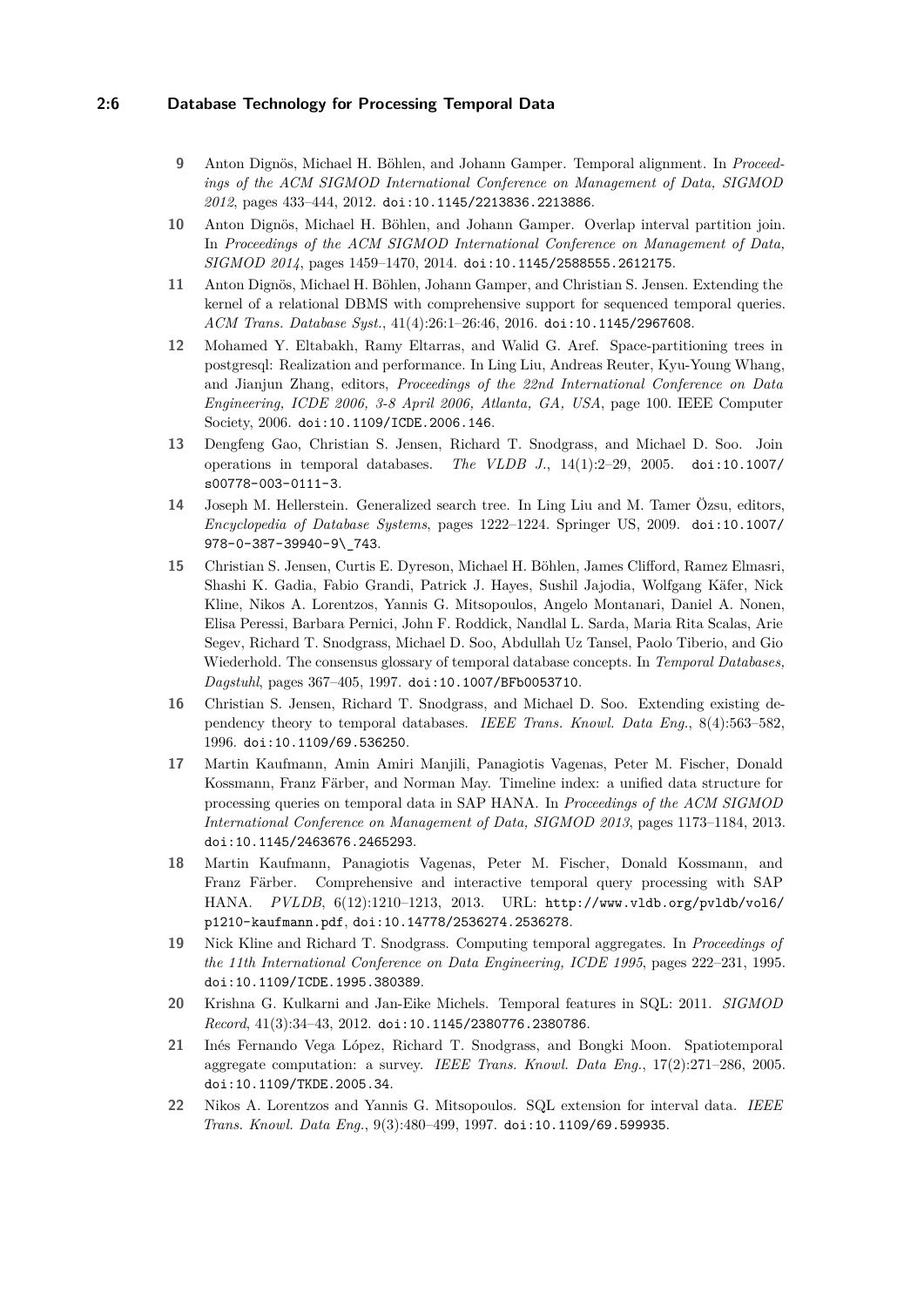9. Anton Dignös, Michael H. Böhlen, and Johann Gamper. Temporal alignment. In *Proceedings of the ACM SIGMOD International Conference on Management of Data, SIGMOD 2012*, pages 433–444, 2012. doi:10.1145/2213836.2213886.
10. Anton Dignös, Michael H. Böhlen, and Johann Gamper. Overlap interval partition join. In *Proceedings of the ACM SIGMOD International Conference on Management of Data, SIGMOD 2014*, pages 1459–1470, 2014. doi:10.1145/2588555.2612175.
11. Anton Dignös, Michael H. Böhlen, Johann Gamper, and Christian S. Jensen. Extending the kernel of a relational DBMS with comprehensive support for sequenced temporal queries. *ACM Trans. Database Syst.*, 41(4):26:1–26:46, 2016. doi:10.1145/2967608.
12. Mohamed Y. Eltabakh, Ramy Eltarras, and Walid G. Aref. Space-partitioning trees in postgresql: Realization and performance. In Ling Liu, Andreas Reuter, Kyu-Young Whang, and Jianjun Zhang, editors, *Proceedings of the 22nd International Conference on Data Engineering, ICDE 2006, 3-8 April 2006, Atlanta, GA, USA*, page 100. IEEE Computer Society, 2006. doi:10.1109/ICDE.2006.146.
13. Dengfeng Gao, Christian S. Jensen, Richard T. Snodgrass, and Michael D. Soo. Join operations in temporal databases. *The VLDB J.*, 14(1):2–29, 2005. doi:10.1007/s00778-003-0111-3.
14. Joseph M. Hellerstein. Generalized search tree. In Ling Liu and M. Tamer Özsu, editors, *Encyclopedia of Database Systems*, pages 1222–1224. Springer US, 2009. doi:10.1007/978-0-387-39940-9\_743.
15. Christian S. Jensen, Curtis E. Dyreson, Michael H. Böhlen, James Clifford, Ramez Elmasri, Shashi K. Gadia, Fabio Grandi, Patrick J. Hayes, Sushil Jajodia, Wolfgang Käfer, Nick Kline, Nikos A. Lorentzos, Yannis G. Mitsopoulos, Angelo Montanari, Daniel A. Nonen, Elisa Peressi, Barbara Pernici, John F. Roddick, Nandlal L. Sarda, Maria Rita Scalas, Arie Segev, Richard T. Snodgrass, Michael D. Soo, Abdullah Uz Tansel, Paolo Tiberio, and Gio Wiederhold. The consensus glossary of temporal database concepts. In *Temporal Databases, Dagstuhl*, pages 367–405, 1997. doi:10.1007/BFb0053710.
16. Christian S. Jensen, Richard T. Snodgrass, and Michael D. Soo. Extending existing dependency theory to temporal databases. *IEEE Trans. Knowl. Data Eng.*, 8(4):563–582, 1996. doi:10.1109/69.536250.
17. Martin Kaufmann, Amin Amiri Manjili, Panagiotis Vagenas, Peter M. Fischer, Donald Kossmann, Franz Färber, and Norman May. Timeline index: a unified data structure for processing queries on temporal data in SAP HANA. In *Proceedings of the ACM SIGMOD International Conference on Management of Data, SIGMOD 2013*, pages 1173–1184, 2013. doi:10.1145/2463676.2465293.
18. Martin Kaufmann, Panagiotis Vagenas, Peter M. Fischer, Donald Kossmann, and Franz Färber. Comprehensive and interactive temporal query processing with SAP HANA. *PVLDB*, 6(12):1210–1213, 2013. URL: http://www.vldb.org/pvldb/vol6/p1210-kaufmann.pdf, doi:10.14778/2536274.2536278.
19. Nick Kline and Richard T. Snodgrass. Computing temporal aggregates. In *Proceedings of the 11th International Conference on Data Engineering, ICDE 1995*, pages 222–231, 1995. doi:10.1109/ICDE.1995.380389.
20. Krishna G. Kulkarni and Jan-Eike Michels. Temporal features in SQL: 2011. *SIGMOD Record*, 41(3):34–43, 2012. doi:10.1145/2380776.2380786.
21. Inés Fernando Vega López, Richard T. Snodgrass, and Bongki Moon. Spatiotemporal aggregate computation: a survey. *IEEE Trans. Knowl. Data Eng.*, 17(2):271–286, 2005. doi:10.1109/TKDE.2005.34.
22. Nikos A. Lorentzos and Yannis G. Mitsopoulos. SQL extension for interval data. *IEEE Trans. Knowl. Data Eng.*, 9(3):480–499, 1997. doi:10.1109/69.599935.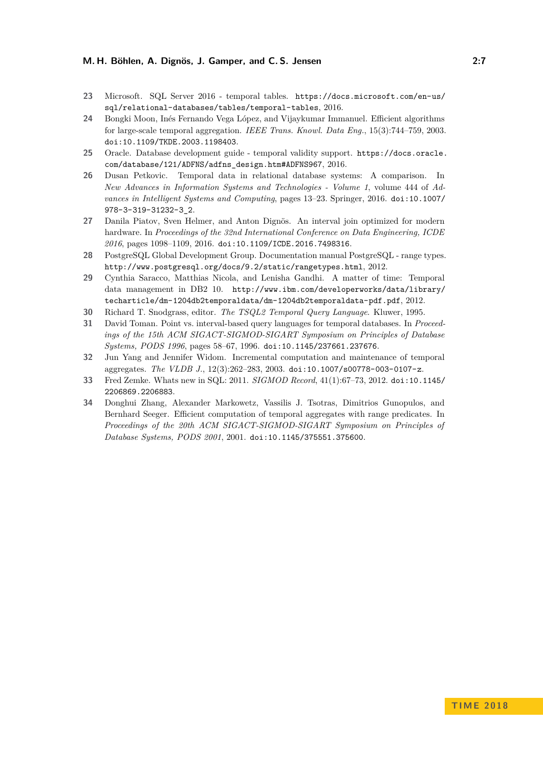23 Microsoft. SQL Server 2016 - temporal tables. `https://docs.microsoft.com/en-us/sql/relational-databases/tables/temporal-tables`, 2016.

24 Bongki Moon, Inés Fernando Vega López, and Vijaykumar Immanuel. Efficient algorithms for large-scale temporal aggregation. *IEEE Trans. Knowl. Data Eng.*, 15(3):744–759, 2003. `doi:10.1109/TKDE.2003.1198403`.

25 Oracle. Database development guide - temporal validity support. `https://docs.oracle.com/database/121/ADFNS/adfns_design.htm#ADFNS967`, 2016.

26 Dusan Petkovic. Temporal data in relational database systems: A comparison. In *New Advances in Information Systems and Technologies - Volume 1*, volume 444 of *Advances in Intelligent Systems and Computing*, pages 13–23. Springer, 2016. `doi:10.1007/978-3-319-31232-3_2`.

27 Danila Piatov, Sven Helmer, and Anton Dignös. An interval join optimized for modern hardware. In *Proceedings of the 32nd International Conference on Data Engineering, ICDE 2016*, pages 1098–1109, 2016. `doi:10.1109/ICDE.2016.7498316`.

28 PostgreSQL Global Development Group. Documentation manual PostgreSQL - range types. `http://www.postgresql.org/docs/9.2/static/rangetypes.html`, 2012.

29 Cynthia Saracco, Matthias Nicola, and Lenisha Gandhi. A matter of time: Temporal data management in DB2 10. `http://www.ibm.com/developerworks/data/library/techarticle/dm-1204db2temporaldata/dm-1204db2temporaldata-pdf.pdf`, 2012.

30 Richard T. Snodgrass, editor. *The TSQL2 Temporal Query Language*. Kluwer, 1995.

31 David Toman. Point vs. interval-based query languages for temporal databases. In *Proceedings of the 15th ACM SIGACT-SIGMOD-SIGART Symposium on Principles of Database Systems, PODS 1996*, pages 58–67, 1996. `doi:10.1145/237661.237676`.

32 Jun Yang and Jennifer Widom. Incremental computation and maintenance of temporal aggregates. *The VLDB J.*, 12(3):262–283, 2003. `doi:10.1007/s00778-003-0107-z`.

33 Fred Zemke. Whats new in SQL: 2011. *SIGMOD Record*, 41(1):67–73, 2012. `doi:10.1145/2206869.2206883`.

34 Donghui Zhang, Alexander Markowetz, Vassilis J. Tsotras, Dimitrios Gunopulos, and Bernhard Seeger. Efficient computation of temporal aggregates with range predicates. In *Proceedings of the 20th ACM SIGACT-SIGMOD-SIGART Symposium on Principles of Database Systems, PODS 2001*, 2001. `doi:10.1145/375551.375600`.